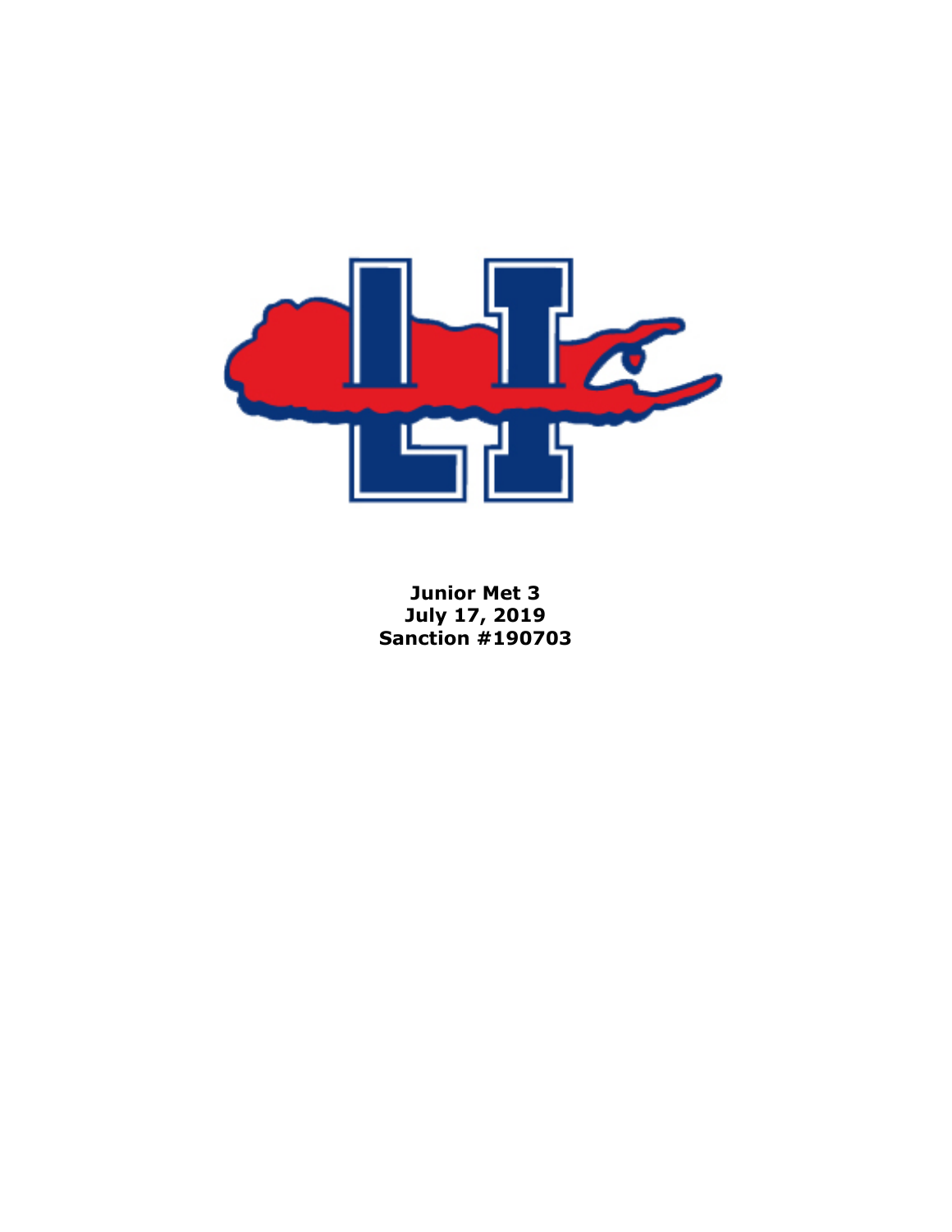**Junior Met 3**
**July 17, 2019**
**Sanction #190703**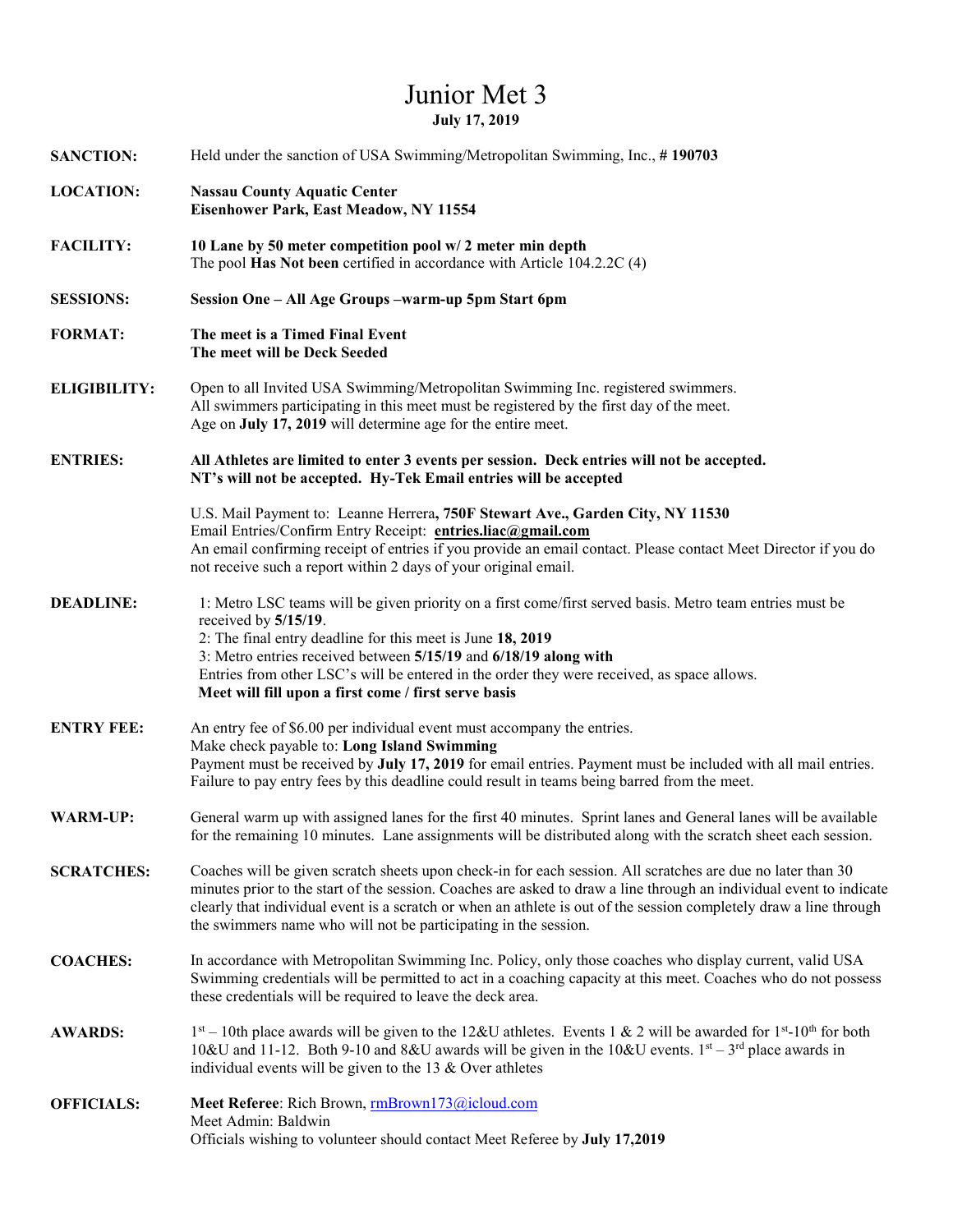# Junior Met 3

**July 17, 2019**

**SANCTION:** Held under the sanction of USA Swimming/Metropolitan Swimming, Inc., **# 190703**

**LOCATION:** **Nassau County Aquatic Center**
**Eisenhower Park, East Meadow, NY 11554**

**FACILITY:** **10 Lane by 50 meter competition pool w/ 2 meter min depth**
The pool **Has Not been** certified in accordance with Article 104.2.2C (4)

**SESSIONS:** **Session One – All Age Groups –warm-up 5pm Start 6pm**

**FORMAT:** **The meet is a Timed Final Event**
**The meet will be Deck Seeded**

**ELIGIBILITY:** Open to all Invited USA Swimming/Metropolitan Swimming Inc. registered swimmers.
All swimmers participating in this meet must be registered by the first day of the meet.
Age on **July 17, 2019** will determine age for the entire meet.

**ENTRIES:** **All Athletes are limited to enter 3 events per session. Deck entries will not be accepted.**
**NT's will not be accepted. Hy-Tek Email entries will be accepted**

U.S. Mail Payment to: Leanne Herrera**, 750F Stewart Ave., Garden City, NY 11530**
Email Entries/Confirm Entry Receipt: **entries.liac@gmail.com**
An email confirming receipt of entries if you provide an email contact. Please contact Meet Director if you do not receive such a report within 2 days of your original email.

**DEADLINE:** 1: Metro LSC teams will be given priority on a first come/first served basis. Metro team entries must be received by **5/15/19**.
2: The final entry deadline for this meet is June **18, 2019**
3: Metro entries received between **5/15/19** and **6/18/19 along with**
Entries from other LSC's will be entered in the order they were received, as space allows.
**Meet will fill upon a first come / first serve basis**

**ENTRY FEE:** An entry fee of $6.00 per individual event must accompany the entries.
Make check payable to: **Long Island Swimming**
Payment must be received by **July 17, 2019** for email entries. Payment must be included with all mail entries.
Failure to pay entry fees by this deadline could result in teams being barred from the meet.

**WARM-UP:** General warm up with assigned lanes for the first 40 minutes. Sprint lanes and General lanes will be available for the remaining 10 minutes. Lane assignments will be distributed along with the scratch sheet each session.

**SCRATCHES:** Coaches will be given scratch sheets upon check-in for each session. All scratches are due no later than 30 minutes prior to the start of the session. Coaches are asked to draw a line through an individual event to indicate clearly that individual event is a scratch or when an athlete is out of the session completely draw a line through the swimmers name who will not be participating in the session.

**COACHES:** In accordance with Metropolitan Swimming Inc. Policy, only those coaches who display current, valid USA Swimming credentials will be permitted to act in a coaching capacity at this meet. Coaches who do not possess these credentials will be required to leave the deck area.

**AWARDS:** 1st – 10th place awards will be given to the 12&U athletes. Events 1 & 2 will be awarded for 1st-10th for both 10&U and 11-12. Both 9-10 and 8&U awards will be given in the 10&U events. 1st – 3rd place awards in individual events will be given to the 13 & Over athletes

**OFFICIALS:** **Meet Referee**: Rich Brown, rmBrown173@icloud.com
Meet Admin: Baldwin
Officials wishing to volunteer should contact Meet Referee by **July 17,2019**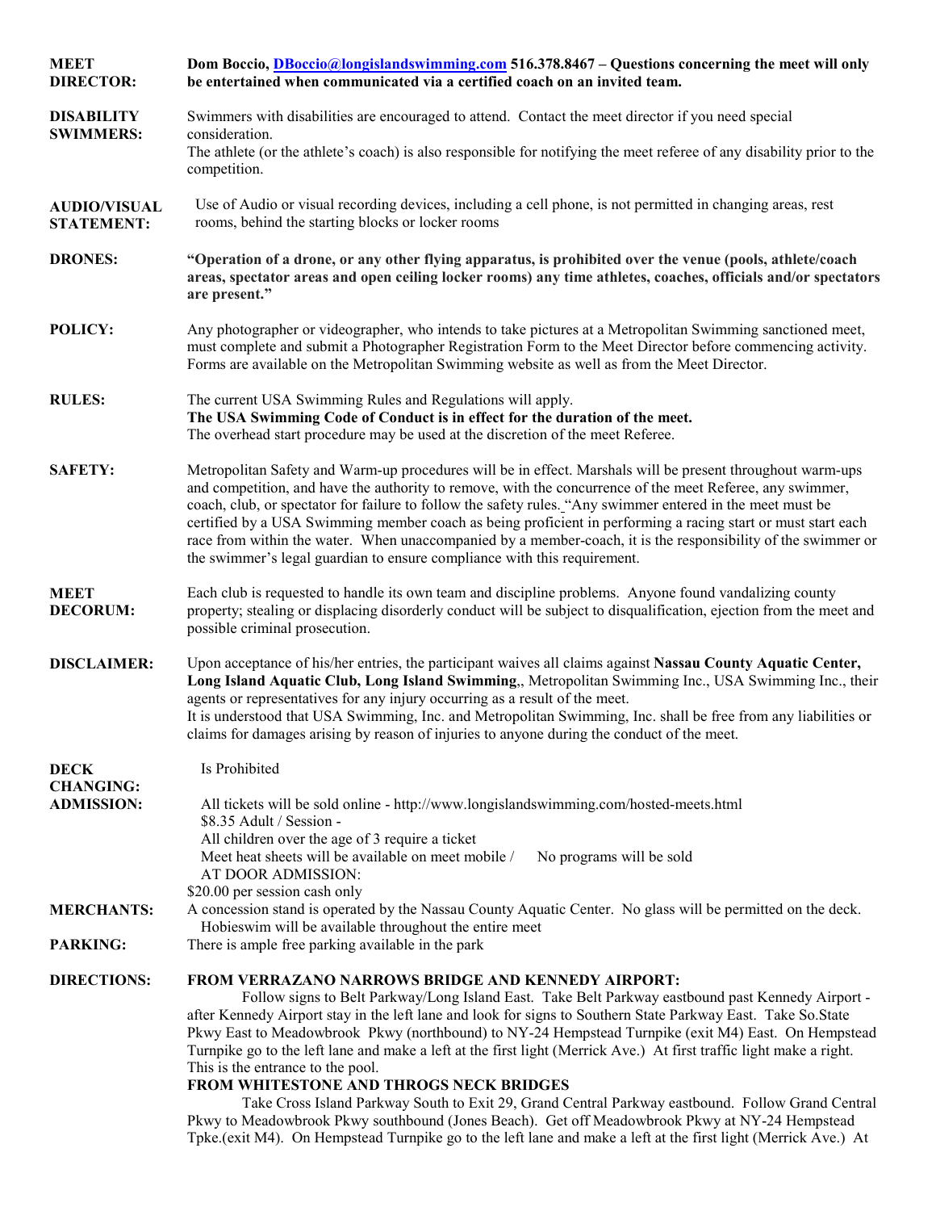**MEET DIRECTOR:** **Dom Boccio, [DBoccio@longislandswimming.com](mailto:DBoccio@longislandswimming.com) 516.378.8467 – Questions concerning the meet will only be entertained when communicated via a certified coach on an invited team.**

**DISABILITY SWIMMERS:** Swimmers with disabilities are encouraged to attend. Contact the meet director if you need special consideration.
The athlete (or the athlete's coach) is also responsible for notifying the meet referee of any disability prior to the competition.

**AUDIO/VISUAL STATEMENT:** Use of Audio or visual recording devices, including a cell phone, is not permitted in changing areas, rest rooms, behind the starting blocks or locker rooms

**DRONES:** **"Operation of a drone, or any other flying apparatus, is prohibited over the venue (pools, athlete/coach areas, spectator areas and open ceiling locker rooms) any time athletes, coaches, officials and/or spectators are present."**

**POLICY:** Any photographer or videographer, who intends to take pictures at a Metropolitan Swimming sanctioned meet, must complete and submit a Photographer Registration Form to the Meet Director before commencing activity. Forms are available on the Metropolitan Swimming website as well as from the Meet Director.

**RULES:** The current USA Swimming Rules and Regulations will apply.
**The USA Swimming Code of Conduct is in effect for the duration of the meet.**
The overhead start procedure may be used at the discretion of the meet Referee.

**SAFETY:** Metropolitan Safety and Warm-up procedures will be in effect. Marshals will be present throughout warm-ups and competition, and have the authority to remove, with the concurrence of the meet Referee, any swimmer, coach, club, or spectator for failure to follow the safety rules. "Any swimmer entered in the meet must be certified by a USA Swimming member coach as being proficient in performing a racing start or must start each race from within the water. When unaccompanied by a member-coach, it is the responsibility of the swimmer or the swimmer's legal guardian to ensure compliance with this requirement.

**MEET DECORUM:** Each club is requested to handle its own team and discipline problems. Anyone found vandalizing county property; stealing or displacing disorderly conduct will be subject to disqualification, ejection from the meet and possible criminal prosecution.

**DISCLAIMER:** Upon acceptance of his/her entries, the participant waives all claims against **Nassau County Aquatic Center, Long Island Aquatic Club, Long Island Swimming**,, Metropolitan Swimming Inc., USA Swimming Inc., their agents or representatives for any injury occurring as a result of the meet.
It is understood that USA Swimming, Inc. and Metropolitan Swimming, Inc. shall be free from any liabilities or claims for damages arising by reason of injuries to anyone during the conduct of the meet.

**DECK CHANGING:** Is Prohibited

**ADMISSION:** All tickets will be sold online - http://www.longislandswimming.com/hosted-meets.html
$8.35 Adult / Session -
All children over the age of 3 require a ticket
Meet heat sheets will be available on meet mobile / No programs will be sold
AT DOOR ADMISSION:
$20.00 per session cash only

**MERCHANTS:** A concession stand is operated by the Nassau County Aquatic Center. No glass will be permitted on the deck.
Hobieswim will be available throughout the entire meet

**PARKING:** There is ample free parking available in the park

**DIRECTIONS:**

**FROM VERRAZANO NARROWS BRIDGE AND KENNEDY AIRPORT:**

Follow signs to Belt Parkway/Long Island East. Take Belt Parkway eastbound past Kennedy Airport - after Kennedy Airport stay in the left lane and look for signs to Southern State Parkway East. Take So.State Pkwy East to Meadowbrook Pkwy (northbound) to NY-24 Hempstead Turnpike (exit M4) East. On Hempstead Turnpike go to the left lane and make a left at the first light (Merrick Ave.) At first traffic light make a right. This is the entrance to the pool.

**FROM WHITESTONE AND THROGS NECK BRIDGES**

Take Cross Island Parkway South to Exit 29, Grand Central Parkway eastbound. Follow Grand Central Pkwy to Meadowbrook Pkwy southbound (Jones Beach). Get off Meadowbrook Pkwy at NY-24 Hempstead Tpke.(exit M4). On Hempstead Turnpike go to the left lane and make a left at the first light (Merrick Ave.) At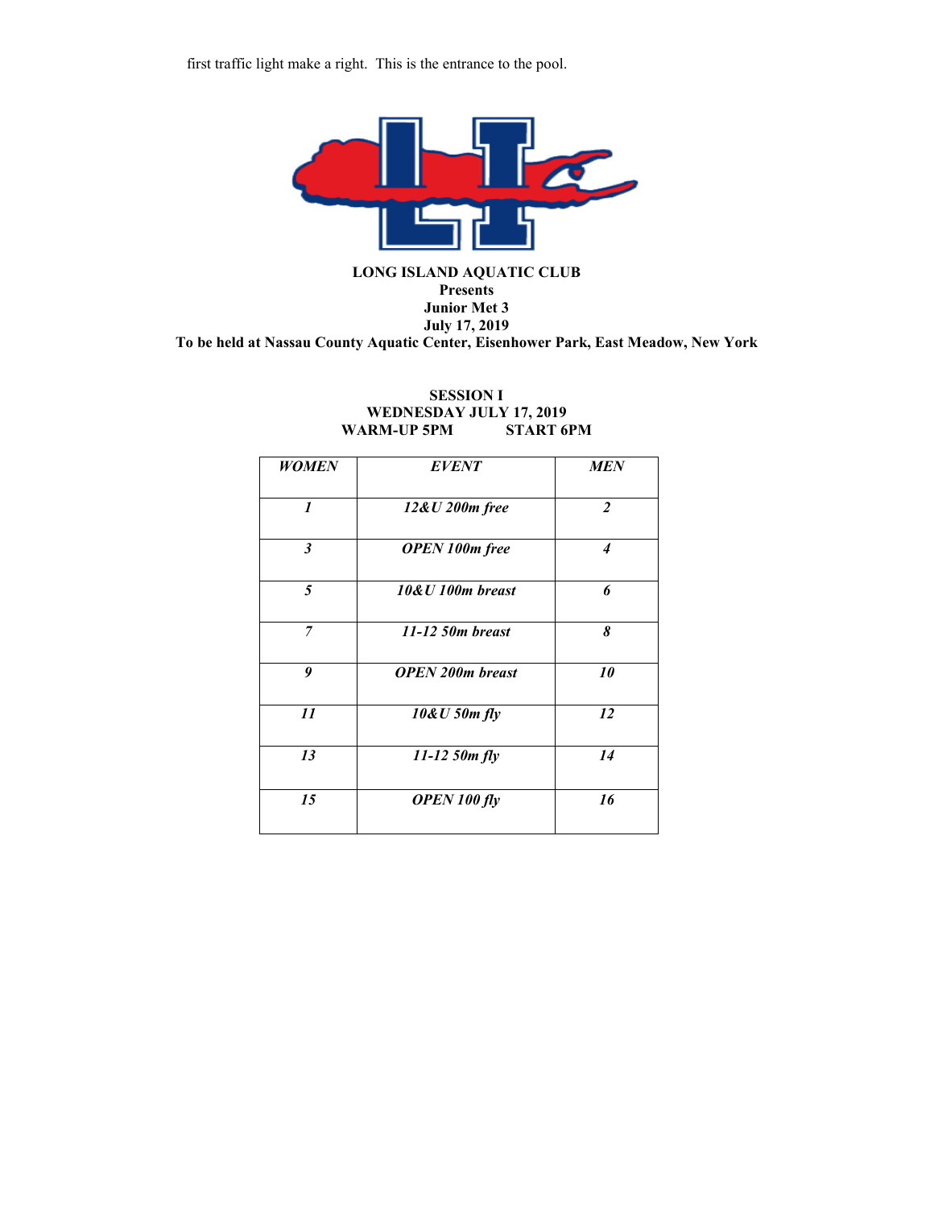first traffic light make a right.  This is the entrance to the pool.

**LONG ISLAND AQUATIC CLUB**
**Presents**
**Junior Met 3**
**July 17, 2019**
**To be held at Nassau County Aquatic Center, Eisenhower Park, East Meadow, New York**

**SESSION I**
**WEDNESDAY JULY 17, 2019**
**WARM-UP 5PM          START 6PM**

| ***WOMEN*** | ***EVENT*** | ***MEN*** |
|---|---|---|
| ***1*** | ***12&U 200m free*** | ***2*** |
| ***3*** | ***OPEN 100m free*** | ***4*** |
| ***5*** | ***10&U 100m breast*** | ***6*** |
| ***7*** | ***11-12 50m breast*** | ***8*** |
| ***9*** | ***OPEN 200m breast*** | ***10*** |
| ***11*** | ***10&U 50m fly*** | ***12*** |
| ***13*** | ***11-12 50m fly*** | ***14*** |
| ***15*** | ***OPEN 100 fly*** | ***16*** |